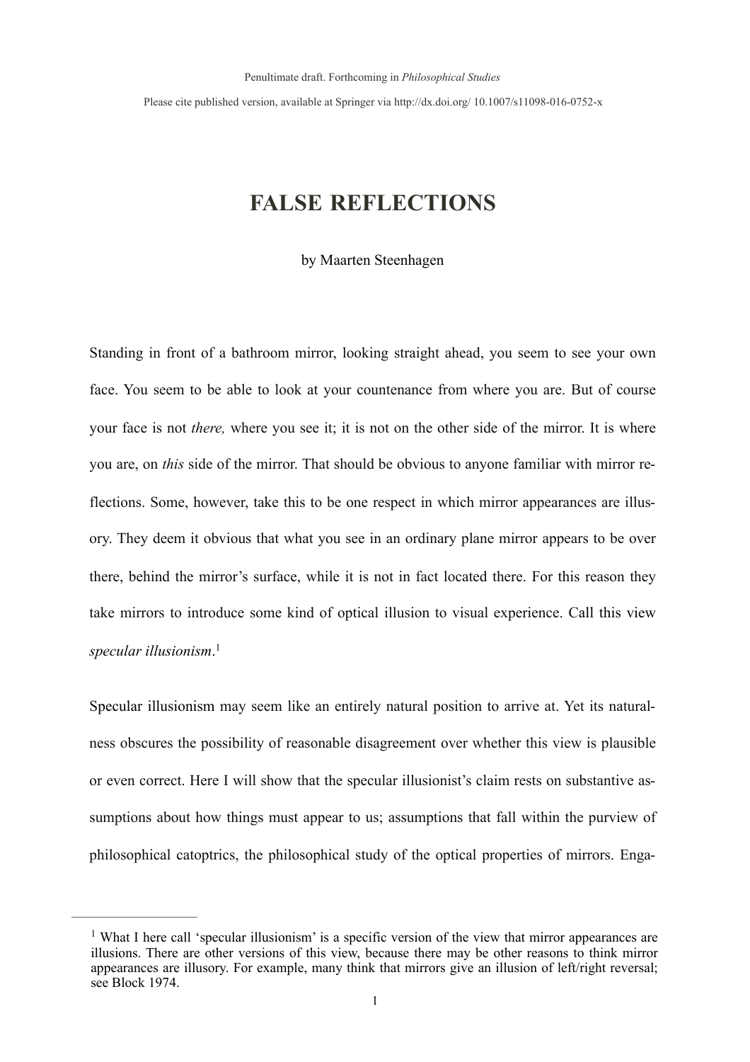Penultimate draft. Forthcoming in *Philosophical Studies*

Please cite published version, available at Springer via http://dx.doi.org/ 10.1007/s11098-016-0752-x

# FALSE REFLECTIONS

by Maarten Steenhagen

Standing in front of a bathroom mirror, looking straight ahead, you seem to see your own face. You seem to be able to look at your countenance from where you are. But of course your face is not *there,* where you see it; it is not on the other side of the mirror. It is where you are, on *this* side of the mirror. That should be obvious to anyone familiar with mirror reflections. Some, however, take this to be one respect in which mirror appearances are illusory. They deem it obvious that what you see in an ordinary plane mirror appears to be over there, behind the mirror's surface, while it is not in fact located there. For this reason they take mirrors to introduce some kind of optical illusion to visual experience. Call this view *specular illusionism*.[1]

Specular illusionism may seem like an entirely natural position to arrive at. Yet its naturalness obscures the possibility of reasonable disagreement over whether this view is plausible or even correct. Here I will show that the specular illusionist's claim rests on substantive assumptions about how things must appear to us; assumptions that fall within the purview of philosophical catoptrics, the philosophical study of the optical properties of mirrors. Enga-

[1] What I here call 'specular illusionism' is a specific version of the view that mirror appearances are illusions. There are other versions of this view, because there may be other reasons to think mirror appearances are illusory. For example, many think that mirrors give an illusion of left/right reversal; see Block 1974.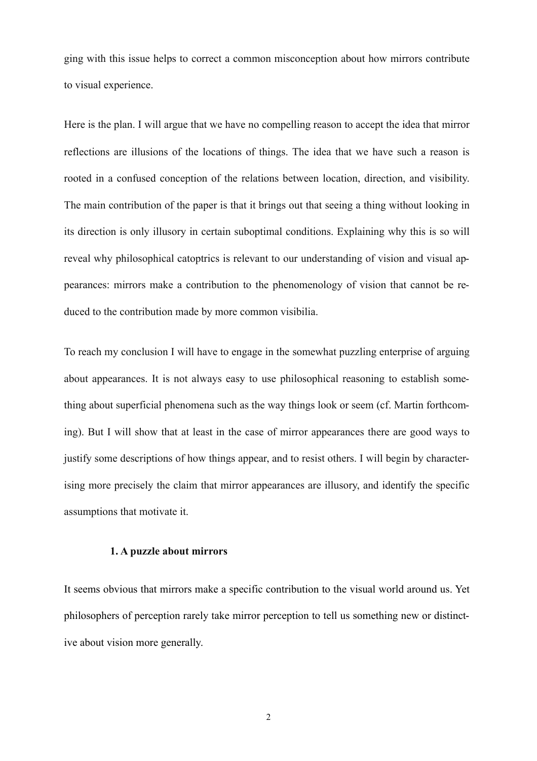ging with this issue helps to correct a common misconception about how mirrors contribute to visual experience.

Here is the plan. I will argue that we have no compelling reason to accept the idea that mirror reflections are illusions of the locations of things. The idea that we have such a reason is rooted in a confused conception of the relations between location, direction, and visibility. The main contribution of the paper is that it brings out that seeing a thing without looking in its direction is only illusory in certain suboptimal conditions. Explaining why this is so will reveal why philosophical catoptrics is relevant to our understanding of vision and visual appearances: mirrors make a contribution to the phenomenology of vision that cannot be reduced to the contribution made by more common visibilia.

To reach my conclusion I will have to engage in the somewhat puzzling enterprise of arguing about appearances. It is not always easy to use philosophical reasoning to establish something about superficial phenomena such as the way things look or seem (cf. Martin forthcoming). But I will show that at least in the case of mirror appearances there are good ways to justify some descriptions of how things appear, and to resist others. I will begin by characterising more precisely the claim that mirror appearances are illusory, and identify the specific assumptions that motivate it.

## 1. A puzzle about mirrors

It seems obvious that mirrors make a specific contribution to the visual world around us. Yet philosophers of perception rarely take mirror perception to tell us something new or distinctive about vision more generally.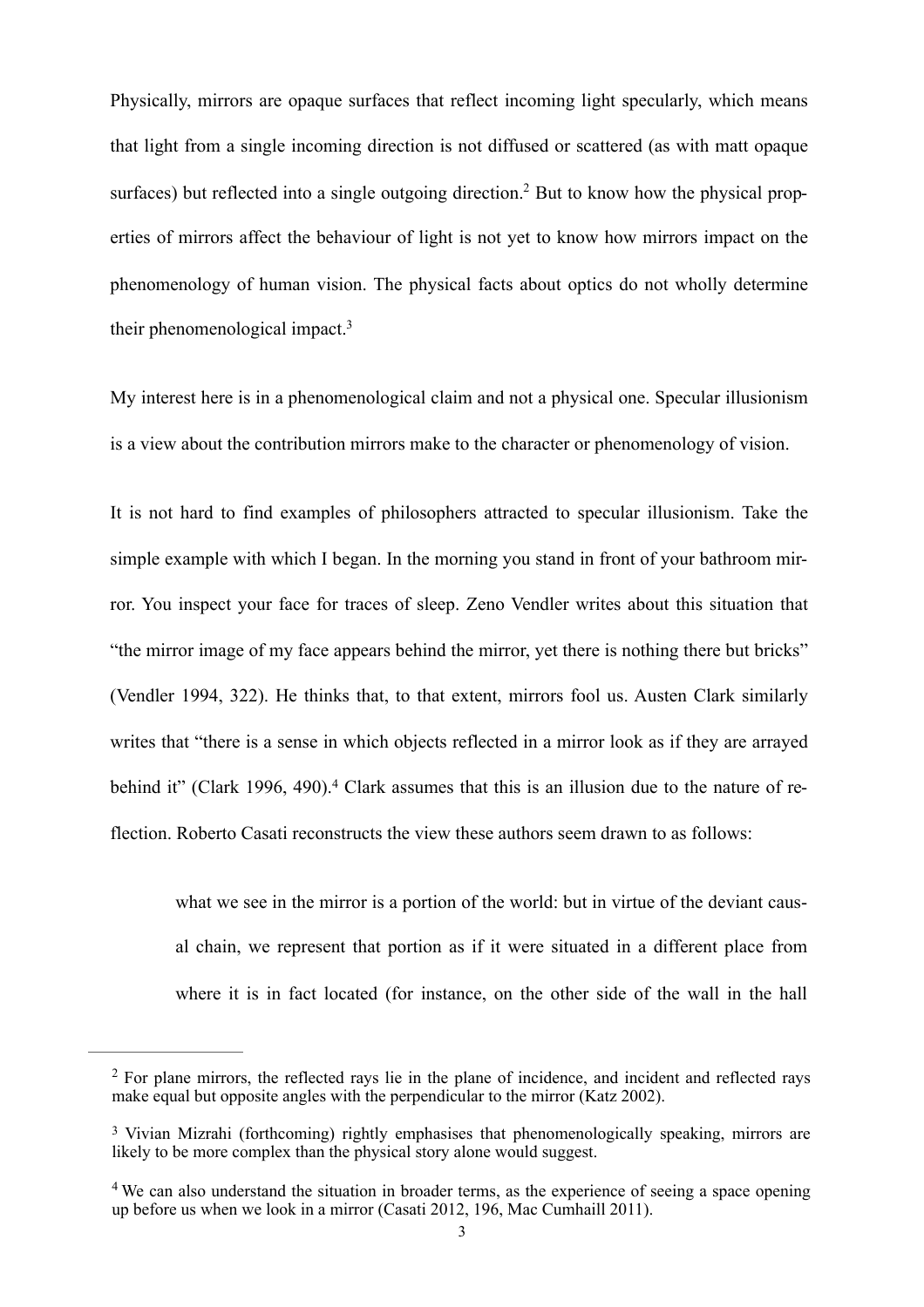Physically, mirrors are opaque surfaces that reflect incoming light specularly, which means that light from a single incoming direction is not diffused or scattered (as with matt opaque surfaces) but reflected into a single outgoing direction.[2] But to know how the physical properties of mirrors affect the behaviour of light is not yet to know how mirrors impact on the phenomenology of human vision. The physical facts about optics do not wholly determine their phenomenological impact.[3]

My interest here is in a phenomenological claim and not a physical one. Specular illusionism is a view about the contribution mirrors make to the character or phenomenology of vision.

It is not hard to find examples of philosophers attracted to specular illusionism. Take the simple example with which I began. In the morning you stand in front of your bathroom mirror. You inspect your face for traces of sleep. Zeno Vendler writes about this situation that "the mirror image of my face appears behind the mirror, yet there is nothing there but bricks" (Vendler 1994, 322). He thinks that, to that extent, mirrors fool us. Austen Clark similarly writes that "there is a sense in which objects reflected in a mirror look as if they are arrayed behind it" (Clark 1996, 490).[4] Clark assumes that this is an illusion due to the nature of reflection. Roberto Casati reconstructs the view these authors seem drawn to as follows:

> what we see in the mirror is a portion of the world: but in virtue of the deviant causal chain, we represent that portion as if it were situated in a different place from where it is in fact located (for instance, on the other side of the wall in the hall

---

[2] For plane mirrors, the reflected rays lie in the plane of incidence, and incident and reflected rays make equal but opposite angles with the perpendicular to the mirror (Katz 2002).

[3] Vivian Mizrahi (forthcoming) rightly emphasises that phenomenologically speaking, mirrors are likely to be more complex than the physical story alone would suggest.

[4] We can also understand the situation in broader terms, as the experience of seeing a space opening up before us when we look in a mirror (Casati 2012, 196, Mac Cumhaill 2011).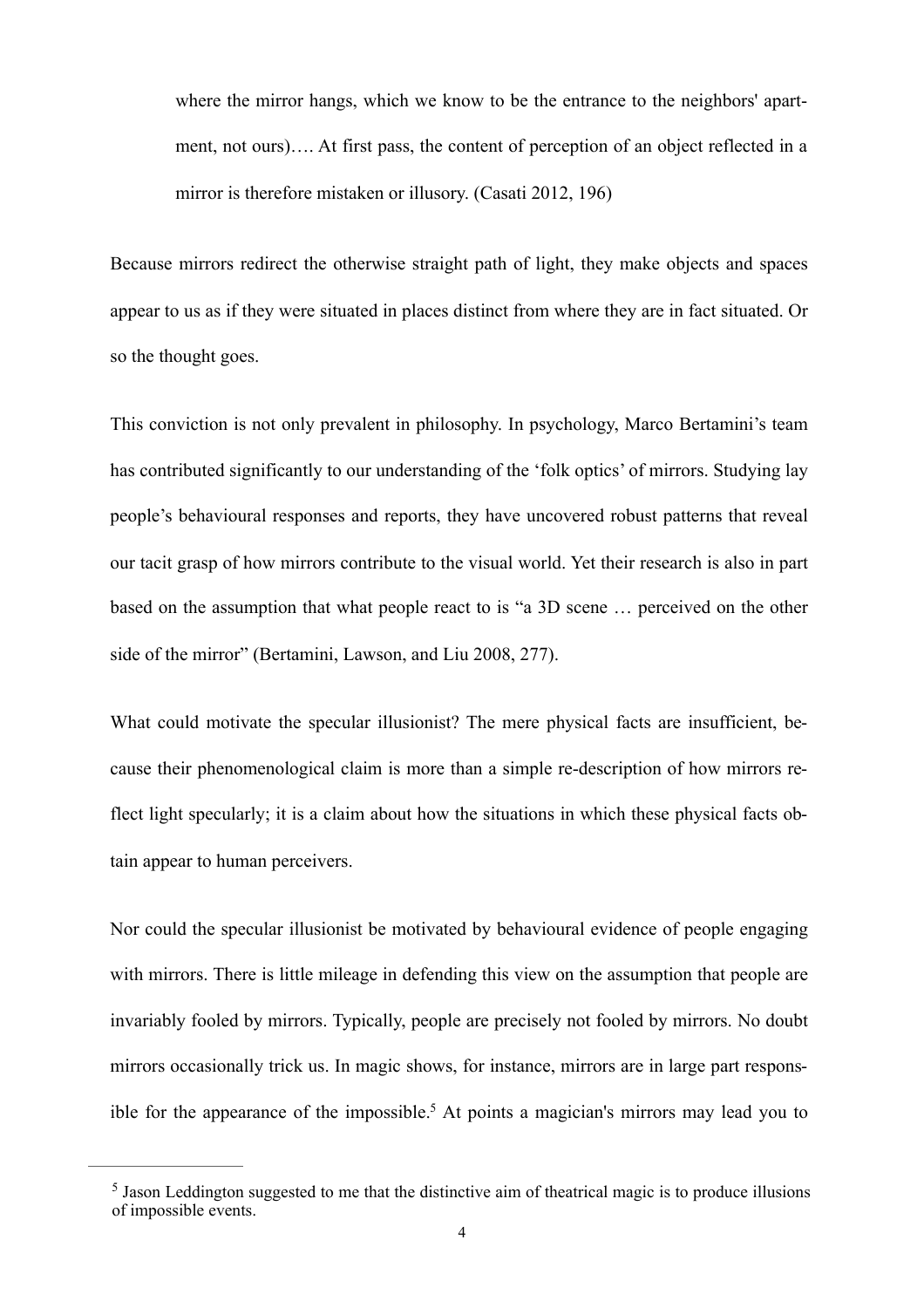> where the mirror hangs, which we know to be the entrance to the neighbors' apartment, not ours)…. At first pass, the content of perception of an object reflected in a mirror is therefore mistaken or illusory. (Casati 2012, 196)

Because mirrors redirect the otherwise straight path of light, they make objects and spaces appear to us as if they were situated in places distinct from where they are in fact situated. Or so the thought goes.

This conviction is not only prevalent in philosophy. In psychology, Marco Bertamini's team has contributed significantly to our understanding of the 'folk optics' of mirrors. Studying lay people's behavioural responses and reports, they have uncovered robust patterns that reveal our tacit grasp of how mirrors contribute to the visual world. Yet their research is also in part based on the assumption that what people react to is "a 3D scene … perceived on the other side of the mirror" (Bertamini, Lawson, and Liu 2008, 277).

What could motivate the specular illusionist? The mere physical facts are insufficient, because their phenomenological claim is more than a simple re-description of how mirrors reflect light specularly; it is a claim about how the situations in which these physical facts obtain appear to human perceivers.

Nor could the specular illusionist be motivated by behavioural evidence of people engaging with mirrors. There is little mileage in defending this view on the assumption that people are invariably fooled by mirrors. Typically, people are precisely not fooled by mirrors. No doubt mirrors occasionally trick us. In magic shows, for instance, mirrors are in large part responsible for the appearance of the impossible.[5] At points a magician's mirrors may lead you to

[5] Jason Leddington suggested to me that the distinctive aim of theatrical magic is to produce illusions of impossible events.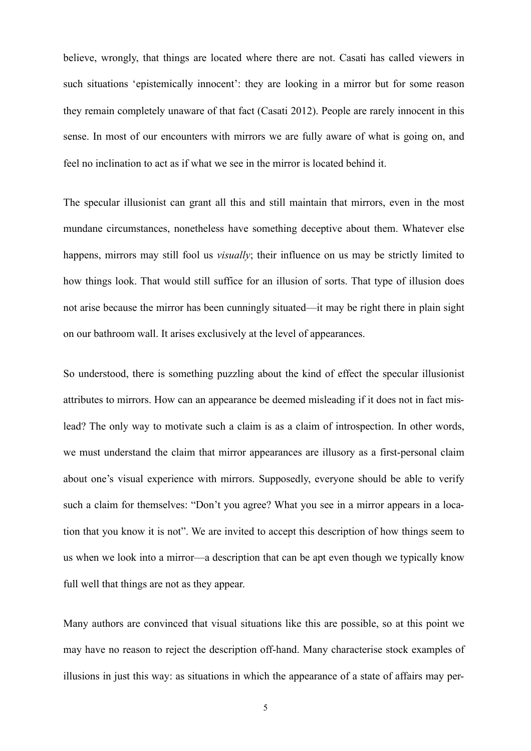believe, wrongly, that things are located where there are not. Casati has called viewers in such situations 'epistemically innocent': they are looking in a mirror but for some reason they remain completely unaware of that fact (Casati 2012). People are rarely innocent in this sense. In most of our encounters with mirrors we are fully aware of what is going on, and feel no inclination to act as if what we see in the mirror is located behind it.

The specular illusionist can grant all this and still maintain that mirrors, even in the most mundane circumstances, nonetheless have something deceptive about them. Whatever else happens, mirrors may still fool us *visually*; their influence on us may be strictly limited to how things look. That would still suffice for an illusion of sorts. That type of illusion does not arise because the mirror has been cunningly situated—it may be right there in plain sight on our bathroom wall. It arises exclusively at the level of appearances.

So understood, there is something puzzling about the kind of effect the specular illusionist attributes to mirrors. How can an appearance be deemed misleading if it does not in fact mislead? The only way to motivate such a claim is as a claim of introspection. In other words, we must understand the claim that mirror appearances are illusory as a first-personal claim about one's visual experience with mirrors. Supposedly, everyone should be able to verify such a claim for themselves: "Don't you agree? What you see in a mirror appears in a location that you know it is not". We are invited to accept this description of how things seem to us when we look into a mirror—a description that can be apt even though we typically know full well that things are not as they appear.

Many authors are convinced that visual situations like this are possible, so at this point we may have no reason to reject the description off-hand. Many characterise stock examples of illusions in just this way: as situations in which the appearance of a state of affairs may per-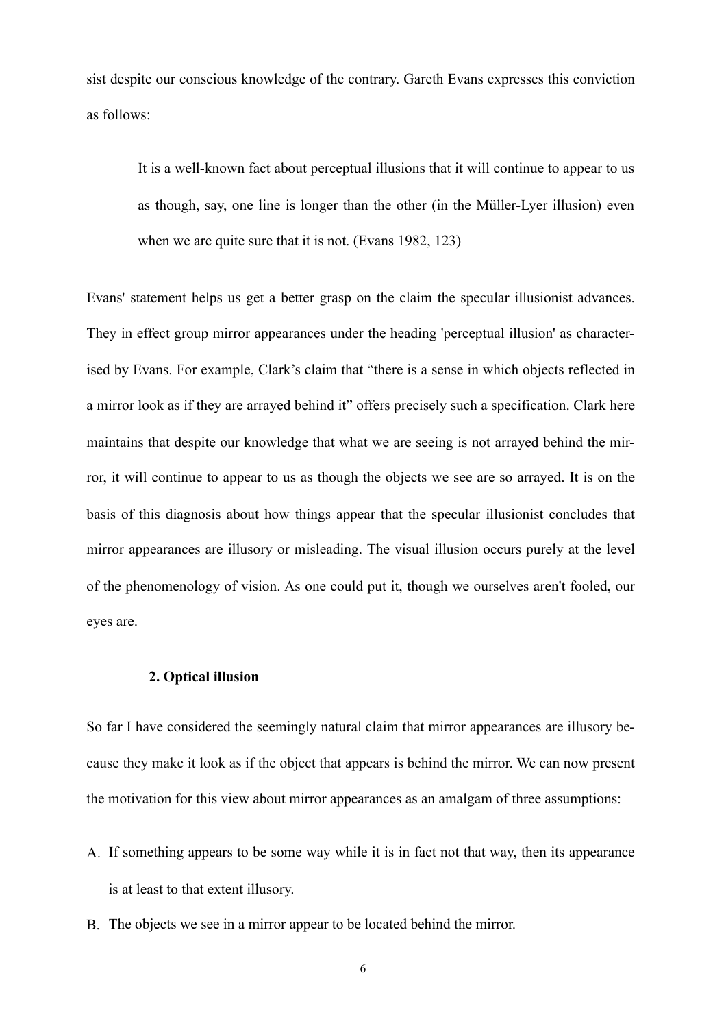sist despite our conscious knowledge of the contrary. Gareth Evans expresses this conviction as follows:

> It is a well-known fact about perceptual illusions that it will continue to appear to us as though, say, one line is longer than the other (in the Müller-Lyer illusion) even when we are quite sure that it is not. (Evans 1982, 123)

Evans' statement helps us get a better grasp on the claim the specular illusionist advances. They in effect group mirror appearances under the heading 'perceptual illusion' as characterised by Evans. For example, Clark's claim that "there is a sense in which objects reflected in a mirror look as if they are arrayed behind it" offers precisely such a specification. Clark here maintains that despite our knowledge that what we are seeing is not arrayed behind the mirror, it will continue to appear to us as though the objects we see are so arrayed. It is on the basis of this diagnosis about how things appear that the specular illusionist concludes that mirror appearances are illusory or misleading. The visual illusion occurs purely at the level of the phenomenology of vision. As one could put it, though we ourselves aren't fooled, our eyes are.

## 2. Optical illusion

So far I have considered the seemingly natural claim that mirror appearances are illusory because they make it look as if the object that appears is behind the mirror. We can now present the motivation for this view about mirror appearances as an amalgam of three assumptions:

A. If something appears to be some way while it is in fact not that way, then its appearance is at least to that extent illusory.

B. The objects we see in a mirror appear to be located behind the mirror.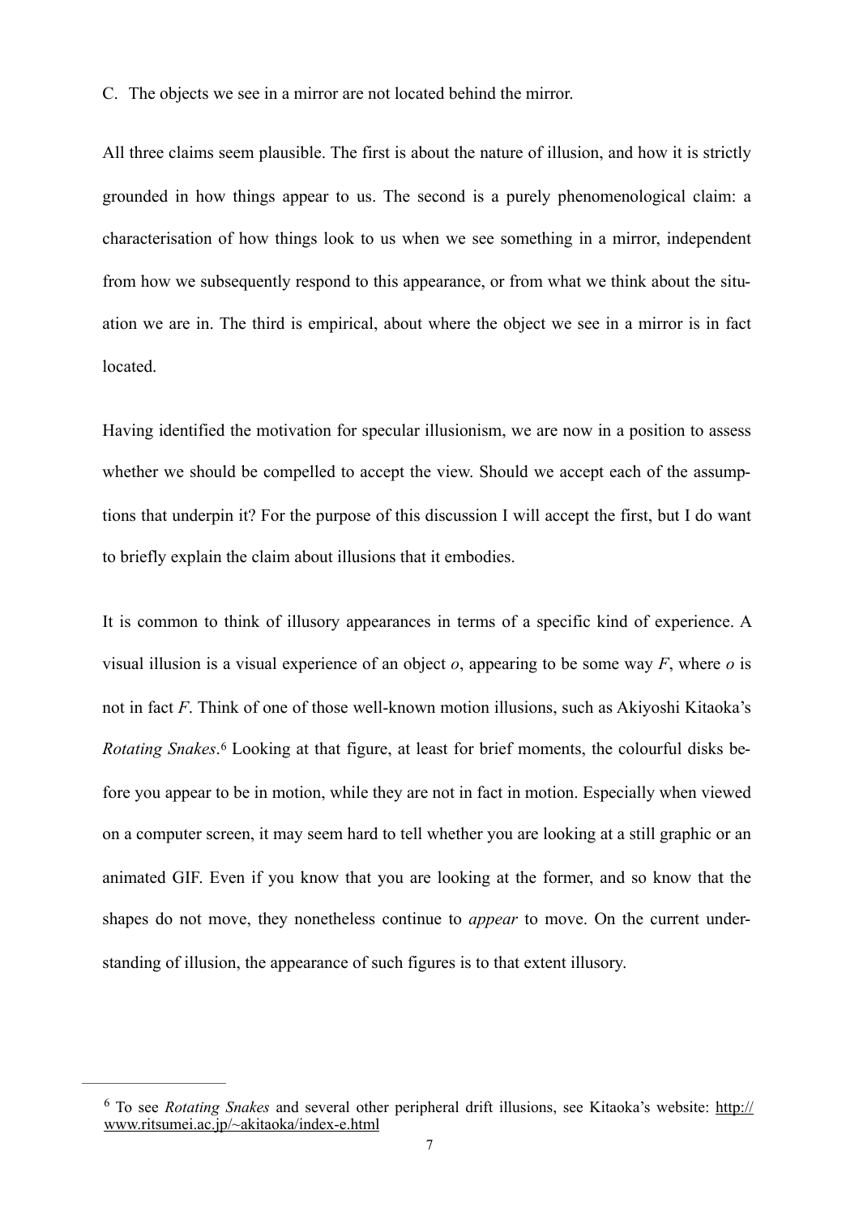C. The objects we see in a mirror are not located behind the mirror.

All three claims seem plausible. The first is about the nature of illusion, and how it is strictly grounded in how things appear to us. The second is a purely phenomenological claim: a characterisation of how things look to us when we see something in a mirror, independent from how we subsequently respond to this appearance, or from what we think about the situation we are in. The third is empirical, about where the object we see in a mirror is in fact located.

Having identified the motivation for specular illusionism, we are now in a position to assess whether we should be compelled to accept the view. Should we accept each of the assumptions that underpin it? For the purpose of this discussion I will accept the first, but I do want to briefly explain the claim about illusions that it embodies.

It is common to think of illusory appearances in terms of a specific kind of experience. A visual illusion is a visual experience of an object *o*, appearing to be some way *F*, where *o* is not in fact *F*. Think of one of those well-known motion illusions, such as Akiyoshi Kitaoka's *Rotating Snakes*.[6] Looking at that figure, at least for brief moments, the colourful disks before you appear to be in motion, while they are not in fact in motion. Especially when viewed on a computer screen, it may seem hard to tell whether you are looking at a still graphic or an animated GIF. Even if you know that you are looking at the former, and so know that the shapes do not move, they nonetheless continue to *appear* to move. On the current understanding of illusion, the appearance of such figures is to that extent illusory.

---

[6] To see *Rotating Snakes* and several other peripheral drift illusions, see Kitaoka's website: http://www.ritsumei.ac.jp/~akitaoka/index-e.html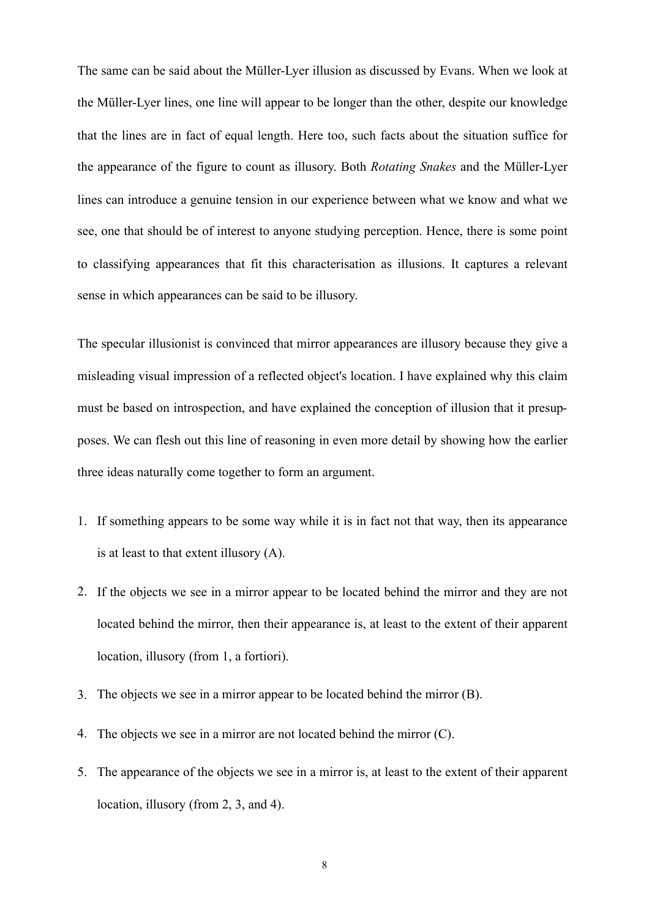The same can be said about the Müller-Lyer illusion as discussed by Evans. When we look at the Müller-Lyer lines, one line will appear to be longer than the other, despite our knowledge that the lines are in fact of equal length. Here too, such facts about the situation suffice for the appearance of the figure to count as illusory. Both *Rotating Snakes* and the Müller-Lyer lines can introduce a genuine tension in our experience between what we know and what we see, one that should be of interest to anyone studying perception. Hence, there is some point to classifying appearances that fit this characterisation as illusions. It captures a relevant sense in which appearances can be said to be illusory.

The specular illusionist is convinced that mirror appearances are illusory because they give a misleading visual impression of a reflected object's location. I have explained why this claim must be based on introspection, and have explained the conception of illusion that it presupposes. We can flesh out this line of reasoning in even more detail by showing how the earlier three ideas naturally come together to form an argument.

1. If something appears to be some way while it is in fact not that way, then its appearance is at least to that extent illusory (A).
2. If the objects we see in a mirror appear to be located behind the mirror and they are not located behind the mirror, then their appearance is, at least to the extent of their apparent location, illusory (from 1, a fortiori).
3. The objects we see in a mirror appear to be located behind the mirror (B).
4. The objects we see in a mirror are not located behind the mirror (C).
5. The appearance of the objects we see in a mirror is, at least to the extent of their apparent location, illusory (from 2, 3, and 4).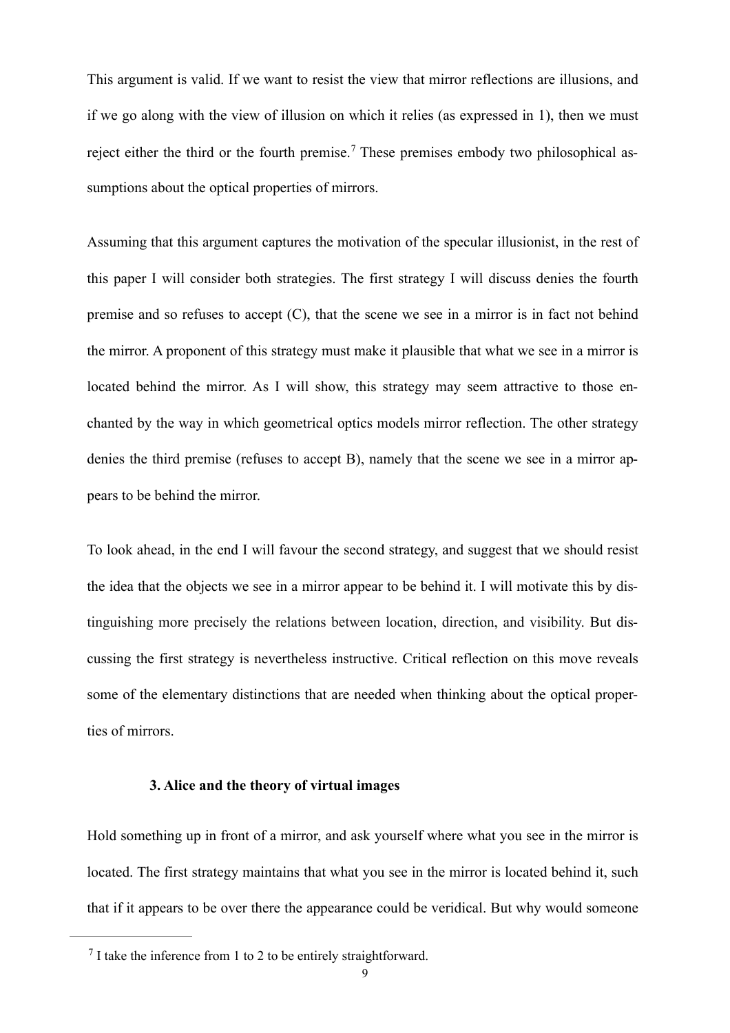This argument is valid. If we want to resist the view that mirror reflections are illusions, and if we go along with the view of illusion on which it relies (as expressed in 1), then we must reject either the third or the fourth premise.[7] These premises embody two philosophical assumptions about the optical properties of mirrors.

Assuming that this argument captures the motivation of the specular illusionist, in the rest of this paper I will consider both strategies. The first strategy I will discuss denies the fourth premise and so refuses to accept (C), that the scene we see in a mirror is in fact not behind the mirror. A proponent of this strategy must make it plausible that what we see in a mirror is located behind the mirror. As I will show, this strategy may seem attractive to those enchanted by the way in which geometrical optics models mirror reflection. The other strategy denies the third premise (refuses to accept B), namely that the scene we see in a mirror appears to be behind the mirror.

To look ahead, in the end I will favour the second strategy, and suggest that we should resist the idea that the objects we see in a mirror appear to be behind it. I will motivate this by distinguishing more precisely the relations between location, direction, and visibility. But discussing the first strategy is nevertheless instructive. Critical reflection on this move reveals some of the elementary distinctions that are needed when thinking about the optical properties of mirrors.

## 3. Alice and the theory of virtual images

Hold something up in front of a mirror, and ask yourself where what you see in the mirror is located. The first strategy maintains that what you see in the mirror is located behind it, such that if it appears to be over there the appearance could be veridical. But why would someone

---

[7] I take the inference from 1 to 2 to be entirely straightforward.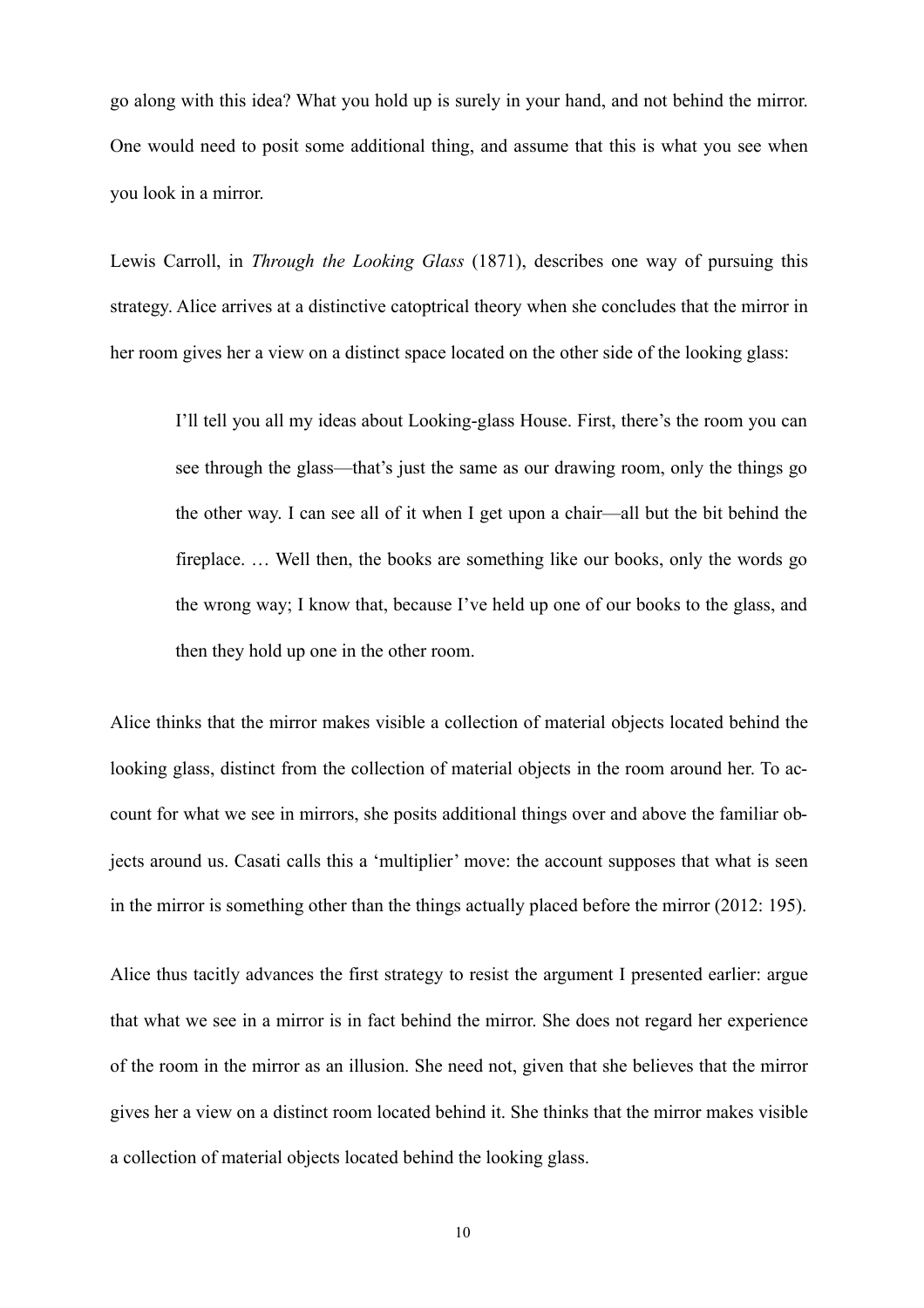go along with this idea? What you hold up is surely in your hand, and not behind the mirror. One would need to posit some additional thing, and assume that this is what you see when you look in a mirror.

Lewis Carroll, in *Through the Looking Glass* (1871), describes one way of pursuing this strategy. Alice arrives at a distinctive catoptrical theory when she concludes that the mirror in her room gives her a view on a distinct space located on the other side of the looking glass:

> I'll tell you all my ideas about Looking-glass House. First, there's the room you can see through the glass—that's just the same as our drawing room, only the things go the other way. I can see all of it when I get upon a chair—all but the bit behind the fireplace. … Well then, the books are something like our books, only the words go the wrong way; I know that, because I've held up one of our books to the glass, and then they hold up one in the other room.

Alice thinks that the mirror makes visible a collection of material objects located behind the looking glass, distinct from the collection of material objects in the room around her. To account for what we see in mirrors, she posits additional things over and above the familiar objects around us. Casati calls this a 'multiplier' move: the account supposes that what is seen in the mirror is something other than the things actually placed before the mirror (2012: 195).

Alice thus tacitly advances the first strategy to resist the argument I presented earlier: argue that what we see in a mirror is in fact behind the mirror. She does not regard her experience of the room in the mirror as an illusion. She need not, given that she believes that the mirror gives her a view on a distinct room located behind it. She thinks that the mirror makes visible a collection of material objects located behind the looking glass.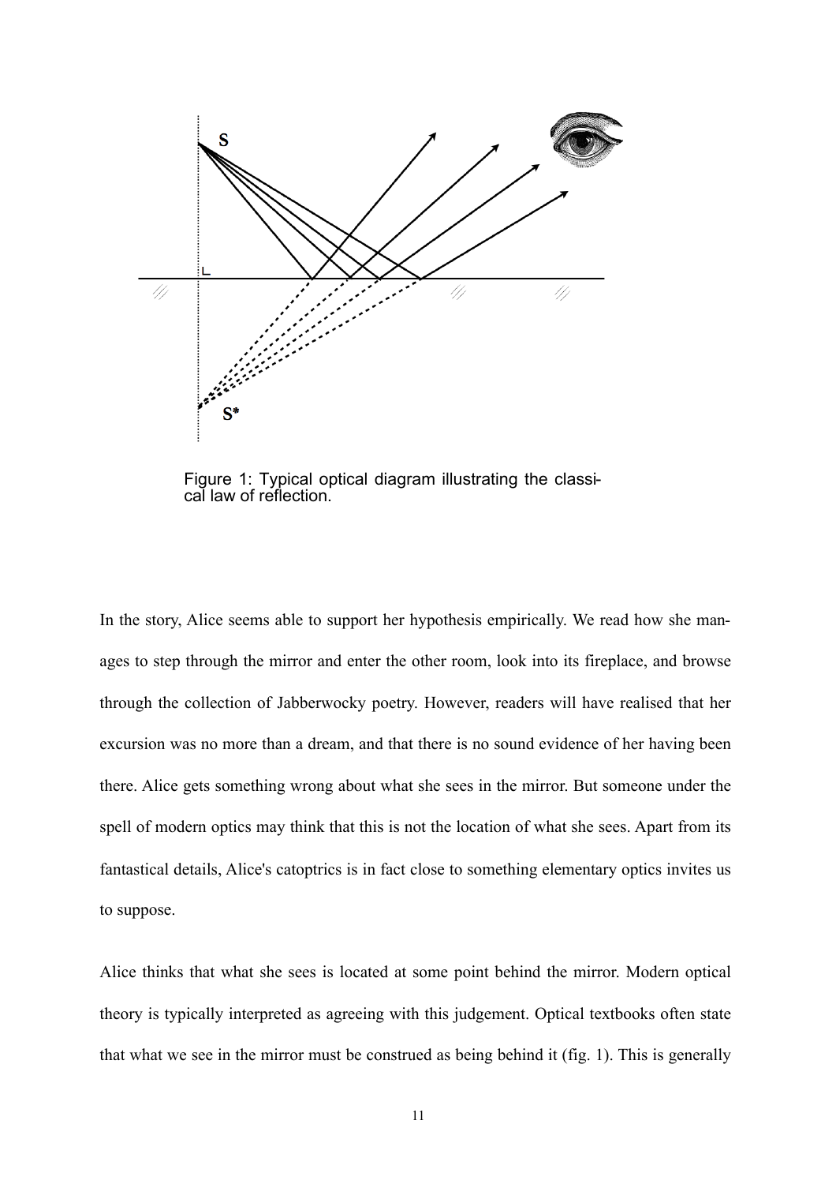Figure 1: Typical optical diagram illustrating the classical law of reflection.

In the story, Alice seems able to support her hypothesis empirically. We read how she manages to step through the mirror and enter the other room, look into its fireplace, and browse through the collection of Jabberwocky poetry. However, readers will have realised that her excursion was no more than a dream, and that there is no sound evidence of her having been there. Alice gets something wrong about what she sees in the mirror. But someone under the spell of modern optics may think that this is not the location of what she sees. Apart from its fantastical details, Alice's catoptrics is in fact close to something elementary optics invites us to suppose.

Alice thinks that what she sees is located at some point behind the mirror. Modern optical theory is typically interpreted as agreeing with this judgement. Optical textbooks often state that what we see in the mirror must be construed as being behind it (fig. 1). This is generally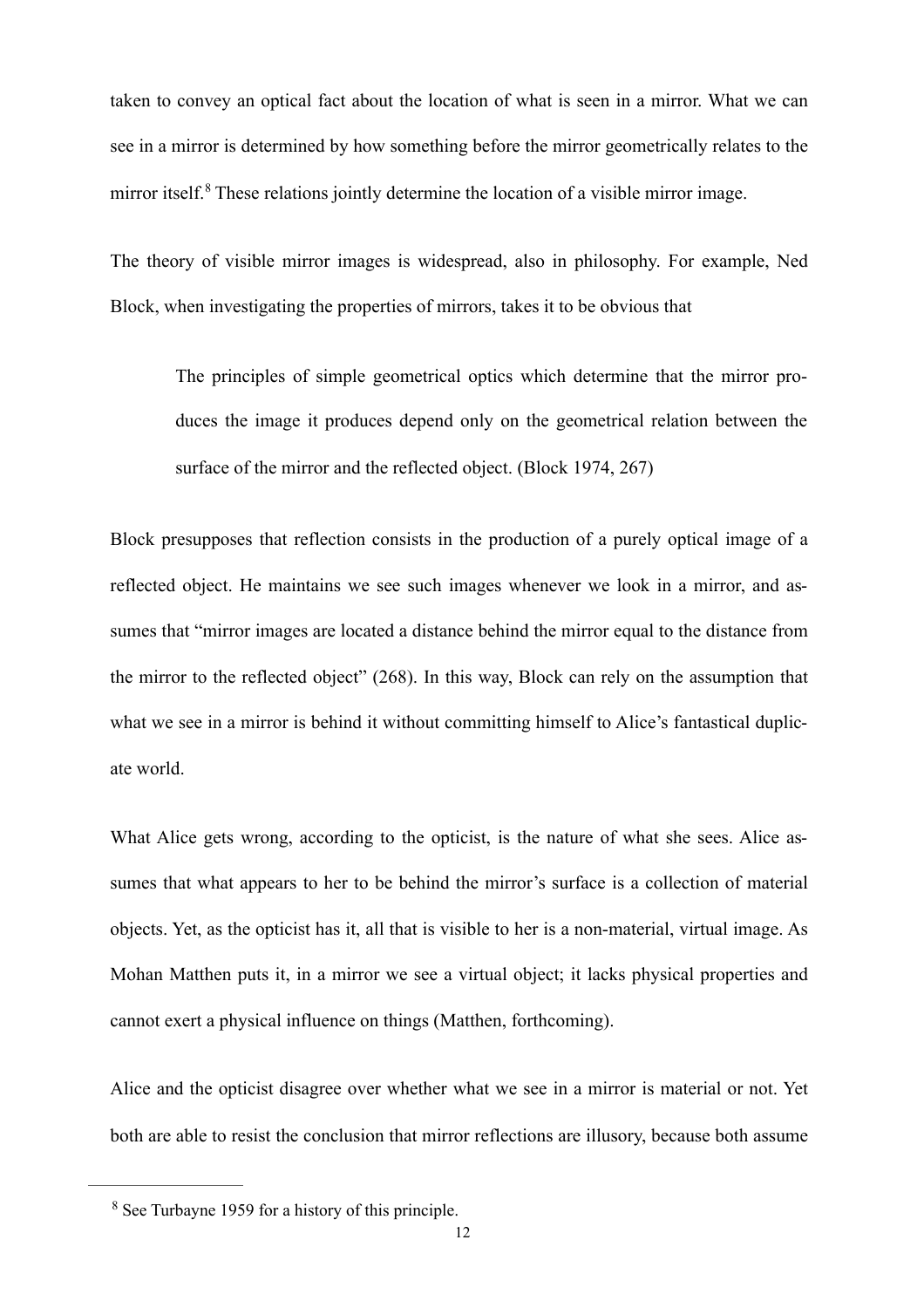taken to convey an optical fact about the location of what is seen in a mirror. What we can see in a mirror is determined by how something before the mirror geometrically relates to the mirror itself.[8] These relations jointly determine the location of a visible mirror image.

The theory of visible mirror images is widespread, also in philosophy. For example, Ned Block, when investigating the properties of mirrors, takes it to be obvious that

> The principles of simple geometrical optics which determine that the mirror produces the image it produces depend only on the geometrical relation between the surface of the mirror and the reflected object. (Block 1974, 267)

Block presupposes that reflection consists in the production of a purely optical image of a reflected object. He maintains we see such images whenever we look in a mirror, and assumes that "mirror images are located a distance behind the mirror equal to the distance from the mirror to the reflected object" (268). In this way, Block can rely on the assumption that what we see in a mirror is behind it without committing himself to Alice's fantastical duplicate world.

What Alice gets wrong, according to the opticist, is the nature of what she sees. Alice assumes that what appears to her to be behind the mirror's surface is a collection of material objects. Yet, as the opticist has it, all that is visible to her is a non-material, virtual image. As Mohan Matthen puts it, in a mirror we see a virtual object; it lacks physical properties and cannot exert a physical influence on things (Matthen, forthcoming).

Alice and the opticist disagree over whether what we see in a mirror is material or not. Yet both are able to resist the conclusion that mirror reflections are illusory, because both assume

[8] See Turbayne 1959 for a history of this principle.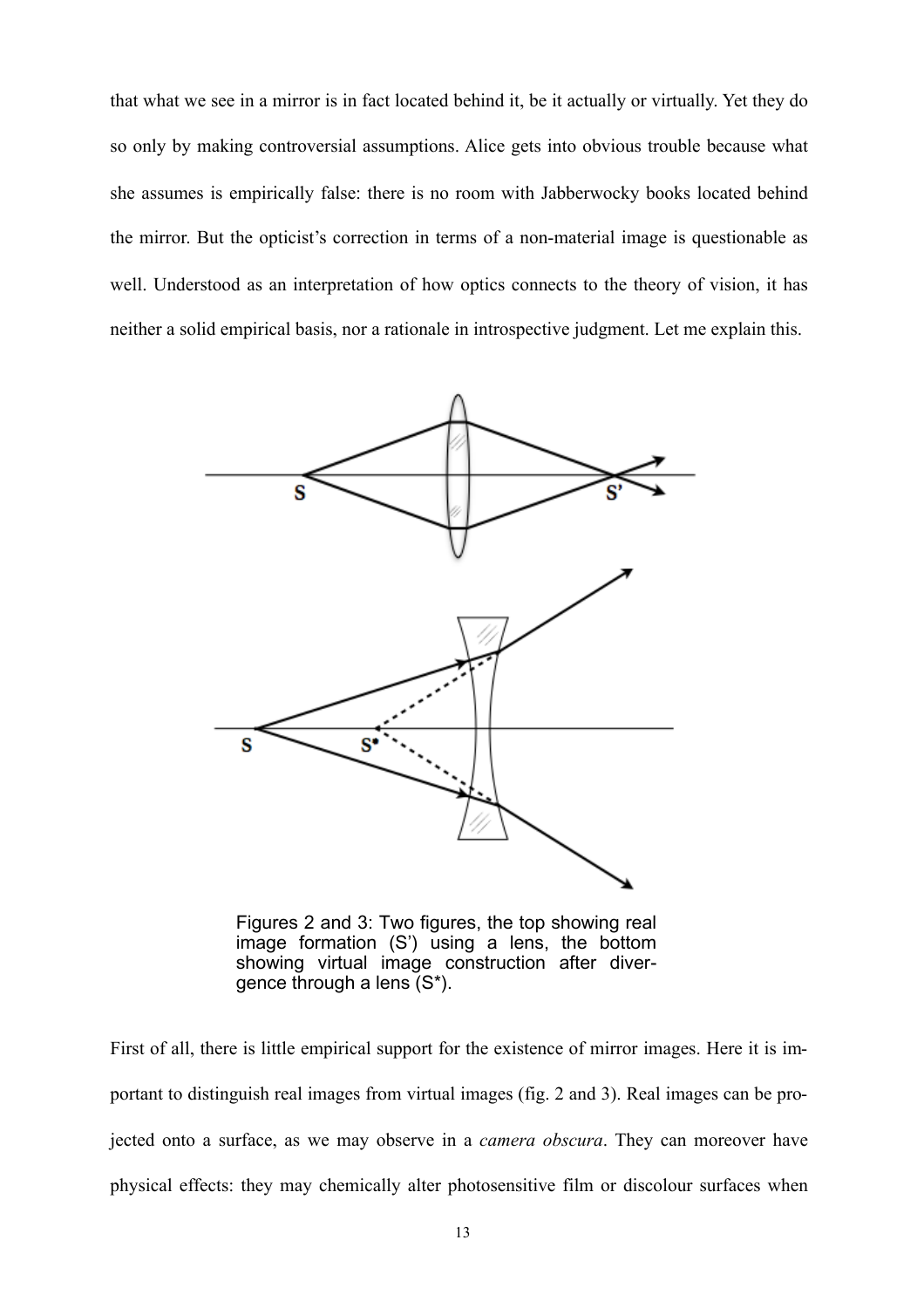that what we see in a mirror is in fact located behind it, be it actually or virtually. Yet they do so only by making controversial assumptions. Alice gets into obvious trouble because what she assumes is empirically false: there is no room with Jabberwocky books located behind the mirror. But the opticist's correction in terms of a non-material image is questionable as well. Understood as an interpretation of how optics connects to the theory of vision, it has neither a solid empirical basis, nor a rationale in introspective judgment. Let me explain this.

Figures 2 and 3: Two figures, the top showing real image formation (S') using a lens, the bottom showing virtual image construction after divergence through a lens (S*).

First of all, there is little empirical support for the existence of mirror images. Here it is important to distinguish real images from virtual images (fig. 2 and 3). Real images can be projected onto a surface, as we may observe in a *camera obscura*. They can moreover have physical effects: they may chemically alter photosensitive film or discolour surfaces when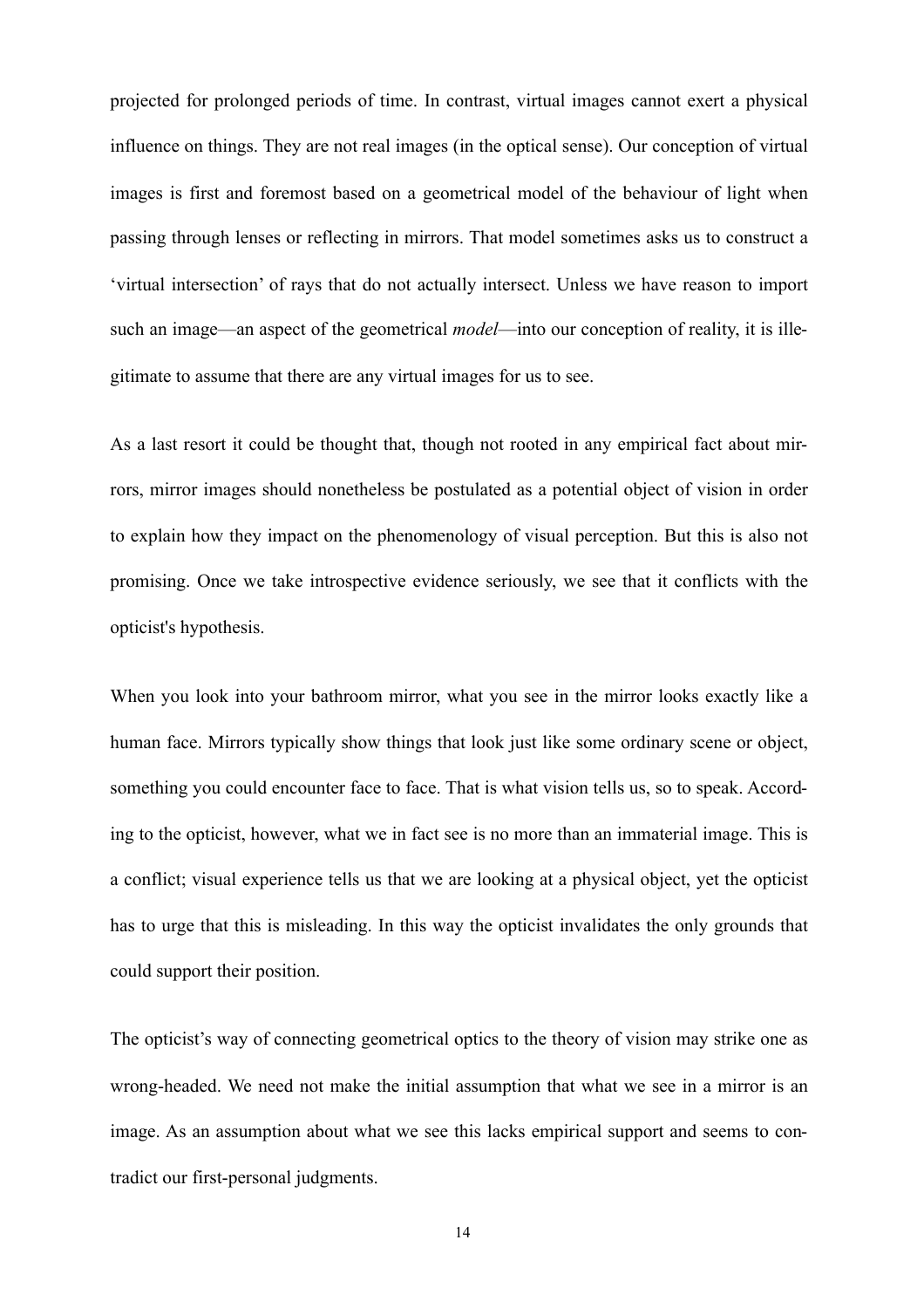projected for prolonged periods of time. In contrast, virtual images cannot exert a physical influence on things. They are not real images (in the optical sense). Our conception of virtual images is first and foremost based on a geometrical model of the behaviour of light when passing through lenses or reflecting in mirrors. That model sometimes asks us to construct a 'virtual intersection' of rays that do not actually intersect. Unless we have reason to import such an image—an aspect of the geometrical *model*—into our conception of reality, it is illegitimate to assume that there are any virtual images for us to see.

As a last resort it could be thought that, though not rooted in any empirical fact about mirrors, mirror images should nonetheless be postulated as a potential object of vision in order to explain how they impact on the phenomenology of visual perception. But this is also not promising. Once we take introspective evidence seriously, we see that it conflicts with the opticist's hypothesis.

When you look into your bathroom mirror, what you see in the mirror looks exactly like a human face. Mirrors typically show things that look just like some ordinary scene or object, something you could encounter face to face. That is what vision tells us, so to speak. According to the opticist, however, what we in fact see is no more than an immaterial image. This is a conflict; visual experience tells us that we are looking at a physical object, yet the opticist has to urge that this is misleading. In this way the opticist invalidates the only grounds that could support their position.

The opticist's way of connecting geometrical optics to the theory of vision may strike one as wrong-headed. We need not make the initial assumption that what we see in a mirror is an image. As an assumption about what we see this lacks empirical support and seems to contradict our first-personal judgments.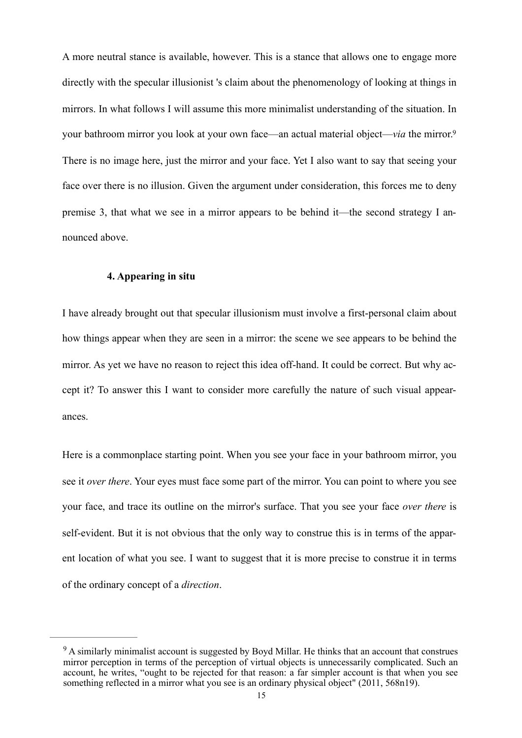A more neutral stance is available, however. This is a stance that allows one to engage more directly with the specular illusionist 's claim about the phenomenology of looking at things in mirrors. In what follows I will assume this more minimalist understanding of the situation. In your bathroom mirror you look at your own face—an actual material object—*via* the mirror.[9] There is no image here, just the mirror and your face. Yet I also want to say that seeing your face over there is no illusion. Given the argument under consideration, this forces me to deny premise 3, that what we see in a mirror appears to be behind it—the second strategy I announced above.

### 4. Appearing in situ

I have already brought out that specular illusionism must involve a first-personal claim about how things appear when they are seen in a mirror: the scene we see appears to be behind the mirror. As yet we have no reason to reject this idea off-hand. It could be correct. But why accept it? To answer this I want to consider more carefully the nature of such visual appearances.

Here is a commonplace starting point. When you see your face in your bathroom mirror, you see it *over there*. Your eyes must face some part of the mirror. You can point to where you see your face, and trace its outline on the mirror's surface. That you see your face *over there* is self-evident. But it is not obvious that the only way to construe this is in terms of the apparent location of what you see. I want to suggest that it is more precise to construe it in terms of the ordinary concept of a *direction*.

---

[9] A similarly minimalist account is suggested by Boyd Millar. He thinks that an account that construes mirror perception in terms of the perception of virtual objects is unnecessarily complicated. Such an account, he writes, "ought to be rejected for that reason: a far simpler account is that when you see something reflected in a mirror what you see is an ordinary physical object" (2011, 568n19).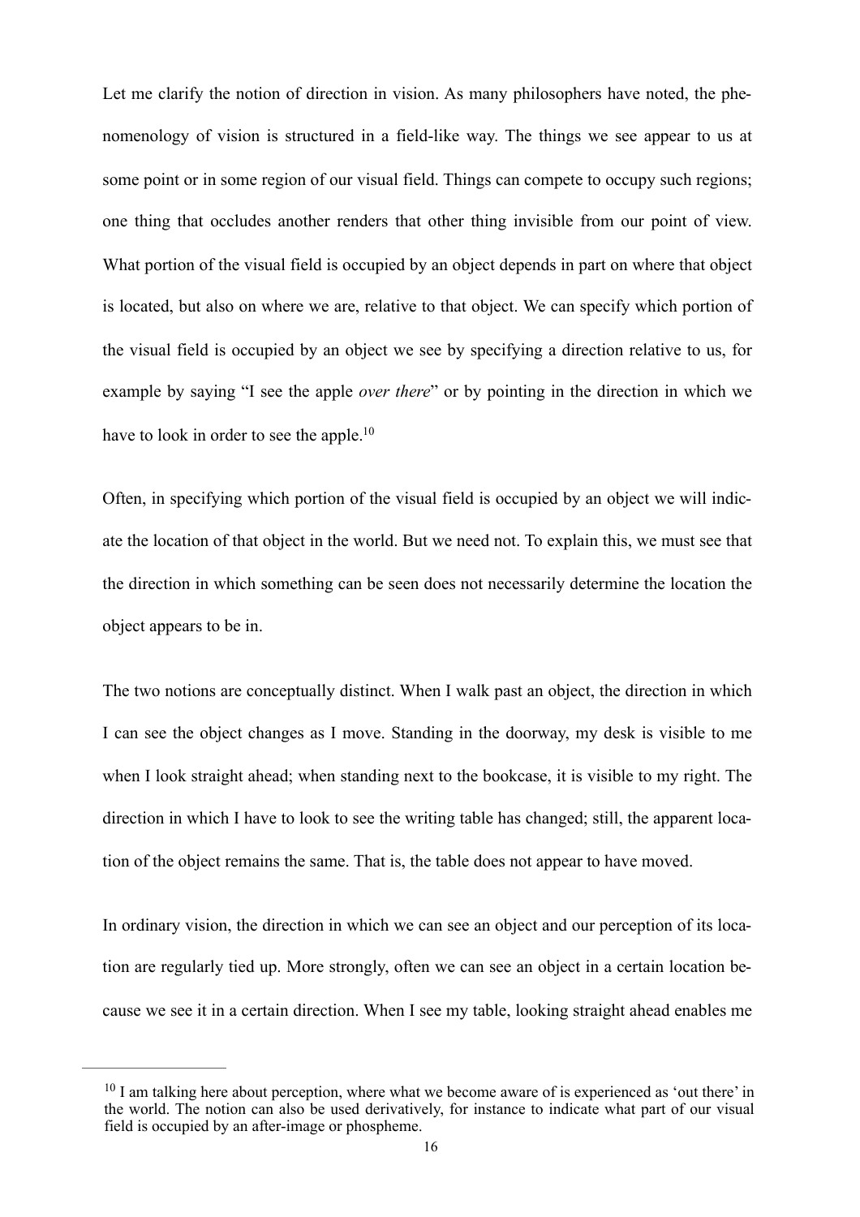Let me clarify the notion of direction in vision. As many philosophers have noted, the phenomenology of vision is structured in a field-like way. The things we see appear to us at some point or in some region of our visual field. Things can compete to occupy such regions; one thing that occludes another renders that other thing invisible from our point of view. What portion of the visual field is occupied by an object depends in part on where that object is located, but also on where we are, relative to that object. We can specify which portion of the visual field is occupied by an object we see by specifying a direction relative to us, for example by saying "I see the apple *over there*" or by pointing in the direction in which we have to look in order to see the apple.[10]

Often, in specifying which portion of the visual field is occupied by an object we will indicate the location of that object in the world. But we need not. To explain this, we must see that the direction in which something can be seen does not necessarily determine the location the object appears to be in.

The two notions are conceptually distinct. When I walk past an object, the direction in which I can see the object changes as I move. Standing in the doorway, my desk is visible to me when I look straight ahead; when standing next to the bookcase, it is visible to my right. The direction in which I have to look to see the writing table has changed; still, the apparent location of the object remains the same. That is, the table does not appear to have moved.

In ordinary vision, the direction in which we can see an object and our perception of its location are regularly tied up. More strongly, often we can see an object in a certain location because we see it in a certain direction. When I see my table, looking straight ahead enables me

[10] I am talking here about perception, where what we become aware of is experienced as 'out there' in the world. The notion can also be used derivatively, for instance to indicate what part of our visual field is occupied by an after-image or phospheme.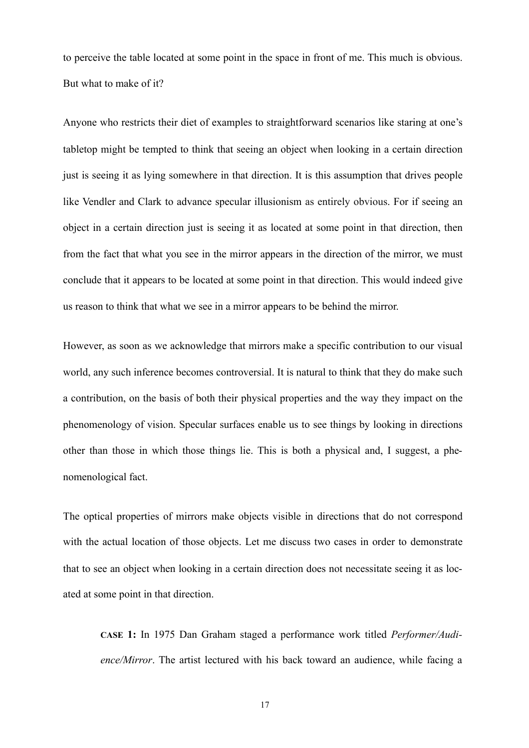to perceive the table located at some point in the space in front of me. This much is obvious. But what to make of it?

Anyone who restricts their diet of examples to straightforward scenarios like staring at one's tabletop might be tempted to think that seeing an object when looking in a certain direction just is seeing it as lying somewhere in that direction. It is this assumption that drives people like Vendler and Clark to advance specular illusionism as entirely obvious. For if seeing an object in a certain direction just is seeing it as located at some point in that direction, then from the fact that what you see in the mirror appears in the direction of the mirror, we must conclude that it appears to be located at some point in that direction. This would indeed give us reason to think that what we see in a mirror appears to be behind the mirror.

However, as soon as we acknowledge that mirrors make a specific contribution to our visual world, any such inference becomes controversial. It is natural to think that they do make such a contribution, on the basis of both their physical properties and the way they impact on the phenomenology of vision. Specular surfaces enable us to see things by looking in directions other than those in which those things lie. This is both a physical and, I suggest, a phenomenological fact.

The optical properties of mirrors make objects visible in directions that do not correspond with the actual location of those objects. Let me discuss two cases in order to demonstrate that to see an object when looking in a certain direction does not necessitate seeing it as located at some point in that direction.

> **CASE 1:** In 1975 Dan Graham staged a performance work titled *Performer/Audience/Mirror*. The artist lectured with his back toward an audience, while facing a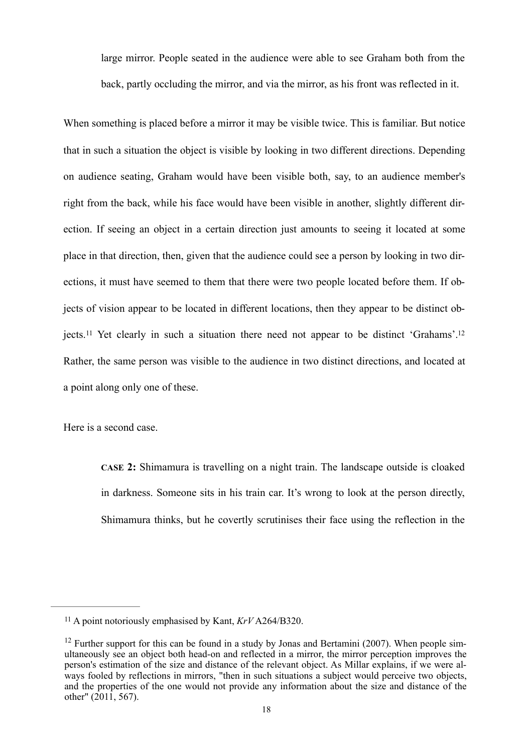large mirror. People seated in the audience were able to see Graham both from the back, partly occluding the mirror, and via the mirror, as his front was reflected in it.

When something is placed before a mirror it may be visible twice. This is familiar. But notice that in such a situation the object is visible by looking in two different directions. Depending on audience seating, Graham would have been visible both, say, to an audience member's right from the back, while his face would have been visible in another, slightly different direction. If seeing an object in a certain direction just amounts to seeing it located at some place in that direction, then, given that the audience could see a person by looking in two directions, it must have seemed to them that there were two people located before them. If objects of vision appear to be located in different locations, then they appear to be distinct objects.[11] Yet clearly in such a situation there need not appear to be distinct 'Grahams'.[12] Rather, the same person was visible to the audience in two distinct directions, and located at a point along only one of these.

Here is a second case.

> **CASE 2:** Shimamura is travelling on a night train. The landscape outside is cloaked in darkness. Someone sits in his train car. It's wrong to look at the person directly, Shimamura thinks, but he covertly scrutinises their face using the reflection in the

---

[11] A point notoriously emphasised by Kant, *KrV* A264/B320.

[12] Further support for this can be found in a study by Jonas and Bertamini (2007). When people simultaneously see an object both head-on and reflected in a mirror, the mirror perception improves the person's estimation of the size and distance of the relevant object. As Millar explains, if we were always fooled by reflections in mirrors, "then in such situations a subject would perceive two objects, and the properties of the one would not provide any information about the size and distance of the other" (2011, 567).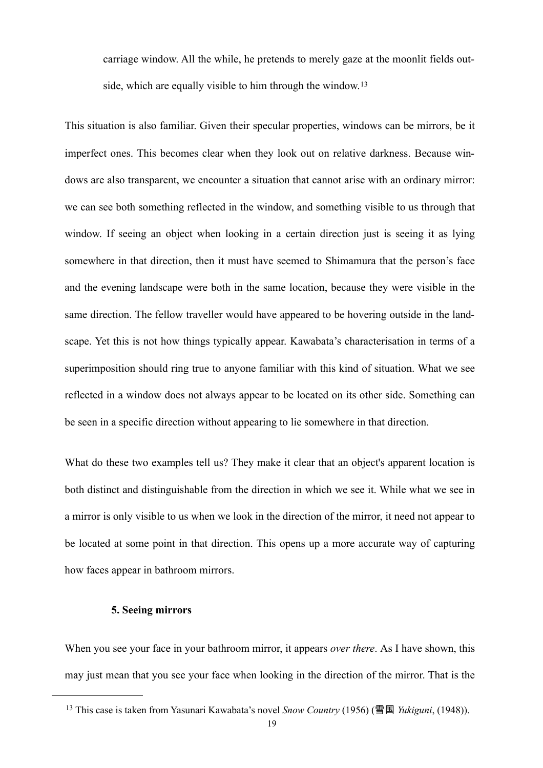> carriage window. All the while, he pretends to merely gaze at the moonlit fields outside, which are equally visible to him through the window.[13]

This situation is also familiar. Given their specular properties, windows can be mirrors, be it imperfect ones. This becomes clear when they look out on relative darkness. Because windows are also transparent, we encounter a situation that cannot arise with an ordinary mirror: we can see both something reflected in the window, and something visible to us through that window. If seeing an object when looking in a certain direction just is seeing it as lying somewhere in that direction, then it must have seemed to Shimamura that the person's face and the evening landscape were both in the same location, because they were visible in the same direction. The fellow traveller would have appeared to be hovering outside in the landscape. Yet this is not how things typically appear. Kawabata's characterisation in terms of a superimposition should ring true to anyone familiar with this kind of situation. What we see reflected in a window does not always appear to be located on its other side. Something can be seen in a specific direction without appearing to lie somewhere in that direction.

What do these two examples tell us? They make it clear that an object's apparent location is both distinct and distinguishable from the direction in which we see it. While what we see in a mirror is only visible to us when we look in the direction of the mirror, it need not appear to be located at some point in that direction. This opens up a more accurate way of capturing how faces appear in bathroom mirrors.

## 5. Seeing mirrors

When you see your face in your bathroom mirror, it appears *over there*. As I have shown, this may just mean that you see your face when looking in the direction of the mirror. That is the

[13] This case is taken from Yasunari Kawabata's novel *Snow Country* (1956) (雪国 *Yukiguni*, (1948)).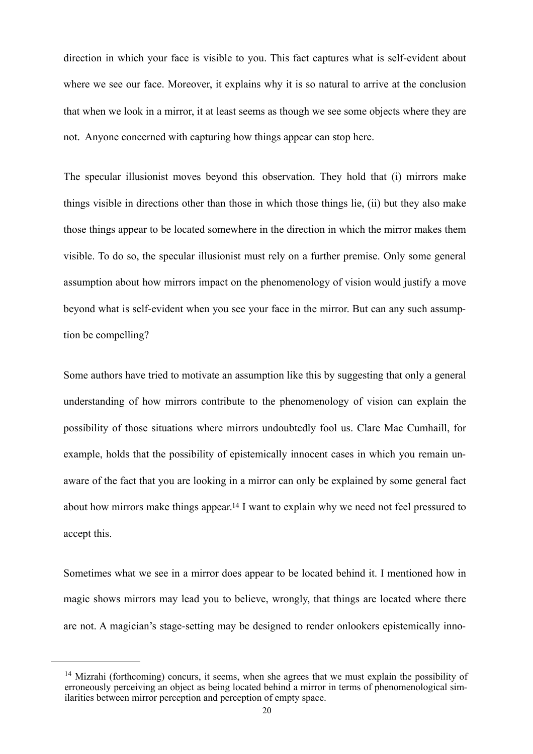direction in which your face is visible to you. This fact captures what is self-evident about where we see our face. Moreover, it explains why it is so natural to arrive at the conclusion that when we look in a mirror, it at least seems as though we see some objects where they are not. Anyone concerned with capturing how things appear can stop here.

The specular illusionist moves beyond this observation. They hold that (i) mirrors make things visible in directions other than those in which those things lie, (ii) but they also make those things appear to be located somewhere in the direction in which the mirror makes them visible. To do so, the specular illusionist must rely on a further premise. Only some general assumption about how mirrors impact on the phenomenology of vision would justify a move beyond what is self-evident when you see your face in the mirror. But can any such assumption be compelling?

Some authors have tried to motivate an assumption like this by suggesting that only a general understanding of how mirrors contribute to the phenomenology of vision can explain the possibility of those situations where mirrors undoubtedly fool us. Clare Mac Cumhaill, for example, holds that the possibility of epistemically innocent cases in which you remain unaware of the fact that you are looking in a mirror can only be explained by some general fact about how mirrors make things appear.[14] I want to explain why we need not feel pressured to accept this.

Sometimes what we see in a mirror does appear to be located behind it. I mentioned how in magic shows mirrors may lead you to believe, wrongly, that things are located where there are not. A magician's stage-setting may be designed to render onlookers epistemically inno-

---

[14] Mizrahi (forthcoming) concurs, it seems, when she agrees that we must explain the possibility of erroneously perceiving an object as being located behind a mirror in terms of phenomenological similarities between mirror perception and perception of empty space.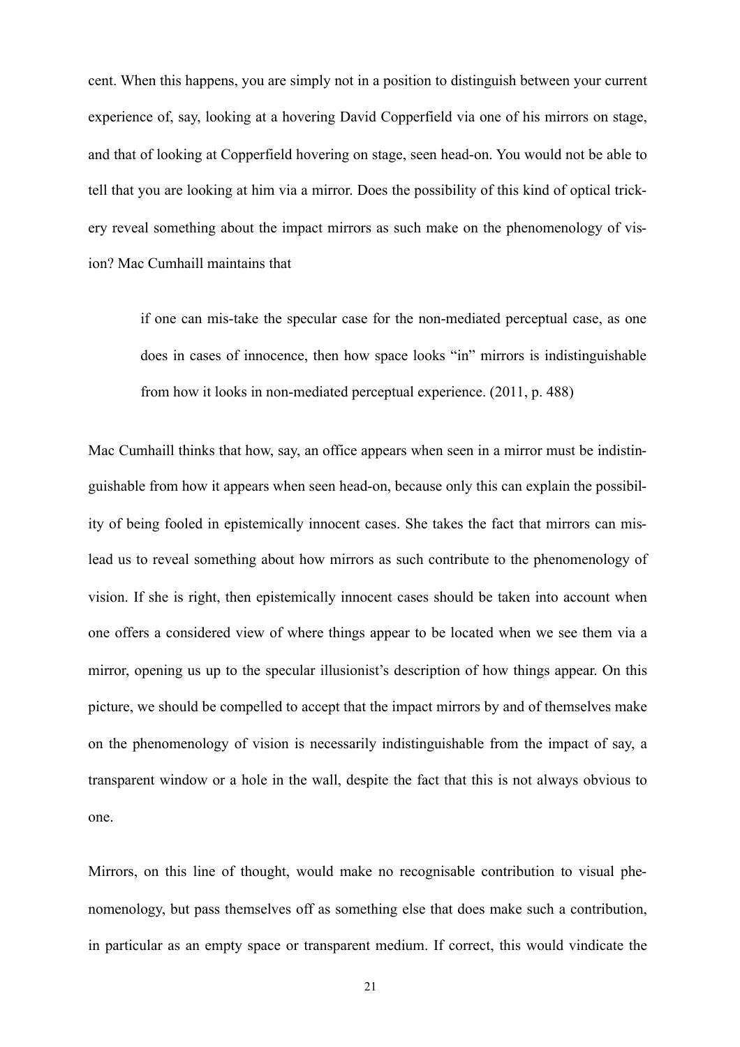cent. When this happens, you are simply not in a position to distinguish between your current experience of, say, looking at a hovering David Copperfield via one of his mirrors on stage, and that of looking at Copperfield hovering on stage, seen head-on. You would not be able to tell that you are looking at him via a mirror. Does the possibility of this kind of optical trickery reveal something about the impact mirrors as such make on the phenomenology of vision? Mac Cumhaill maintains that

> if one can mis-take the specular case for the non-mediated perceptual case, as one does in cases of innocence, then how space looks "in" mirrors is indistinguishable from how it looks in non-mediated perceptual experience. (2011, p. 488)

Mac Cumhaill thinks that how, say, an office appears when seen in a mirror must be indistinguishable from how it appears when seen head-on, because only this can explain the possibility of being fooled in epistemically innocent cases. She takes the fact that mirrors can mislead us to reveal something about how mirrors as such contribute to the phenomenology of vision. If she is right, then epistemically innocent cases should be taken into account when one offers a considered view of where things appear to be located when we see them via a mirror, opening us up to the specular illusionist's description of how things appear. On this picture, we should be compelled to accept that the impact mirrors by and of themselves make on the phenomenology of vision is necessarily indistinguishable from the impact of say, a transparent window or a hole in the wall, despite the fact that this is not always obvious to one.

Mirrors, on this line of thought, would make no recognisable contribution to visual phenomenology, but pass themselves off as something else that does make such a contribution, in particular as an empty space or transparent medium. If correct, this would vindicate the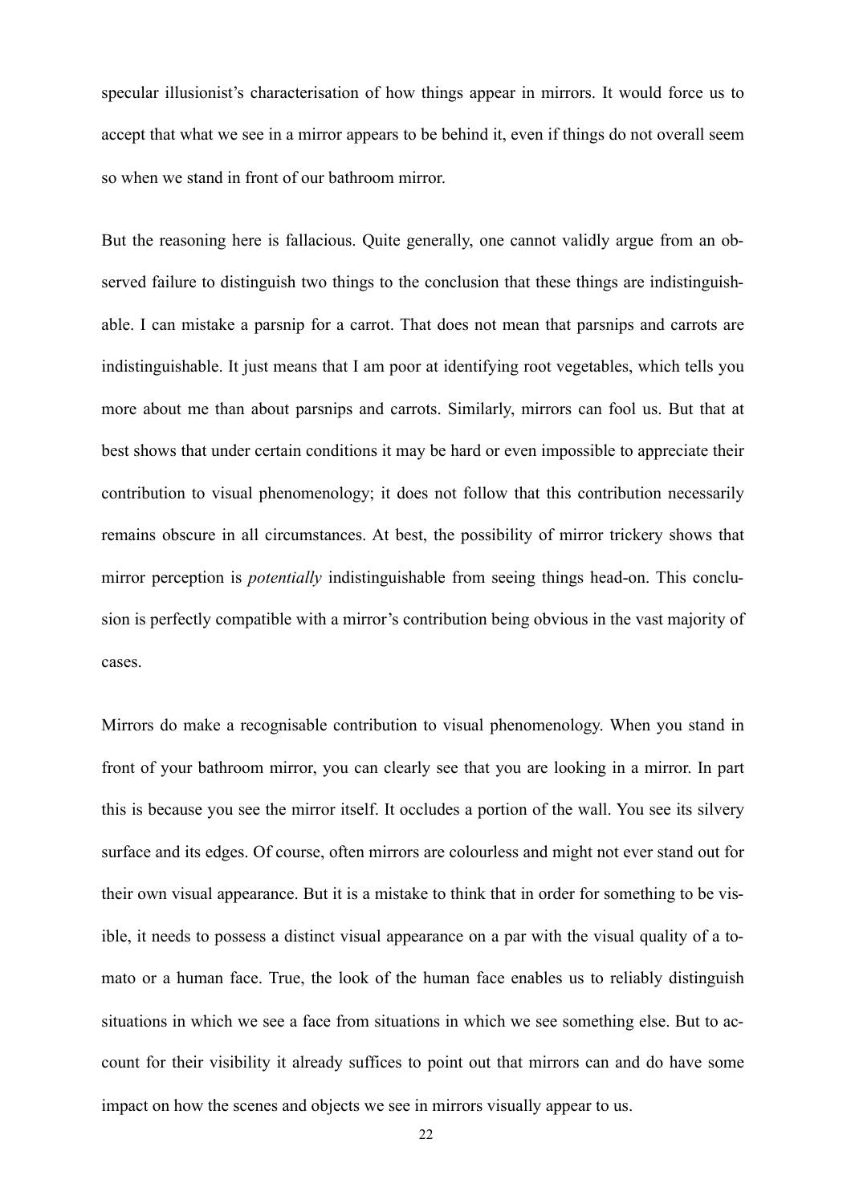specular illusionist's characterisation of how things appear in mirrors. It would force us to accept that what we see in a mirror appears to be behind it, even if things do not overall seem so when we stand in front of our bathroom mirror.

But the reasoning here is fallacious. Quite generally, one cannot validly argue from an observed failure to distinguish two things to the conclusion that these things are indistinguishable. I can mistake a parsnip for a carrot. That does not mean that parsnips and carrots are indistinguishable. It just means that I am poor at identifying root vegetables, which tells you more about me than about parsnips and carrots. Similarly, mirrors can fool us. But that at best shows that under certain conditions it may be hard or even impossible to appreciate their contribution to visual phenomenology; it does not follow that this contribution necessarily remains obscure in all circumstances. At best, the possibility of mirror trickery shows that mirror perception is *potentially* indistinguishable from seeing things head-on. This conclusion is perfectly compatible with a mirror's contribution being obvious in the vast majority of cases.

Mirrors do make a recognisable contribution to visual phenomenology. When you stand in front of your bathroom mirror, you can clearly see that you are looking in a mirror. In part this is because you see the mirror itself. It occludes a portion of the wall. You see its silvery surface and its edges. Of course, often mirrors are colourless and might not ever stand out for their own visual appearance. But it is a mistake to think that in order for something to be visible, it needs to possess a distinct visual appearance on a par with the visual quality of a tomato or a human face. True, the look of the human face enables us to reliably distinguish situations in which we see a face from situations in which we see something else. But to account for their visibility it already suffices to point out that mirrors can and do have some impact on how the scenes and objects we see in mirrors visually appear to us.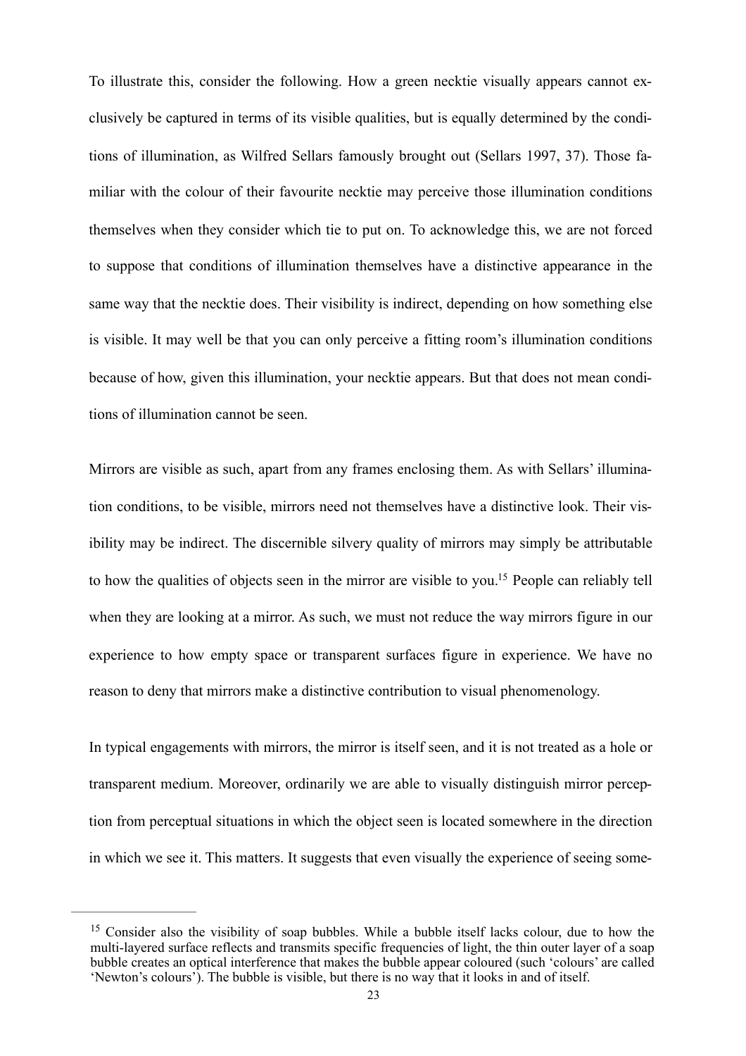To illustrate this, consider the following. How a green necktie visually appears cannot exclusively be captured in terms of its visible qualities, but is equally determined by the conditions of illumination, as Wilfred Sellars famously brought out (Sellars 1997, 37). Those familiar with the colour of their favourite necktie may perceive those illumination conditions themselves when they consider which tie to put on. To acknowledge this, we are not forced to suppose that conditions of illumination themselves have a distinctive appearance in the same way that the necktie does. Their visibility is indirect, depending on how something else is visible. It may well be that you can only perceive a fitting room's illumination conditions because of how, given this illumination, your necktie appears. But that does not mean conditions of illumination cannot be seen.

Mirrors are visible as such, apart from any frames enclosing them. As with Sellars' illumination conditions, to be visible, mirrors need not themselves have a distinctive look. Their visibility may be indirect. The discernible silvery quality of mirrors may simply be attributable to how the qualities of objects seen in the mirror are visible to you.[15] People can reliably tell when they are looking at a mirror. As such, we must not reduce the way mirrors figure in our experience to how empty space or transparent surfaces figure in experience. We have no reason to deny that mirrors make a distinctive contribution to visual phenomenology.

In typical engagements with mirrors, the mirror is itself seen, and it is not treated as a hole or transparent medium. Moreover, ordinarily we are able to visually distinguish mirror perception from perceptual situations in which the object seen is located somewhere in the direction in which we see it. This matters. It suggests that even visually the experience of seeing some-

---

[15] Consider also the visibility of soap bubbles. While a bubble itself lacks colour, due to how the multi-layered surface reflects and transmits specific frequencies of light, the thin outer layer of a soap bubble creates an optical interference that makes the bubble appear coloured (such 'colours' are called 'Newton's colours'). The bubble is visible, but there is no way that it looks in and of itself.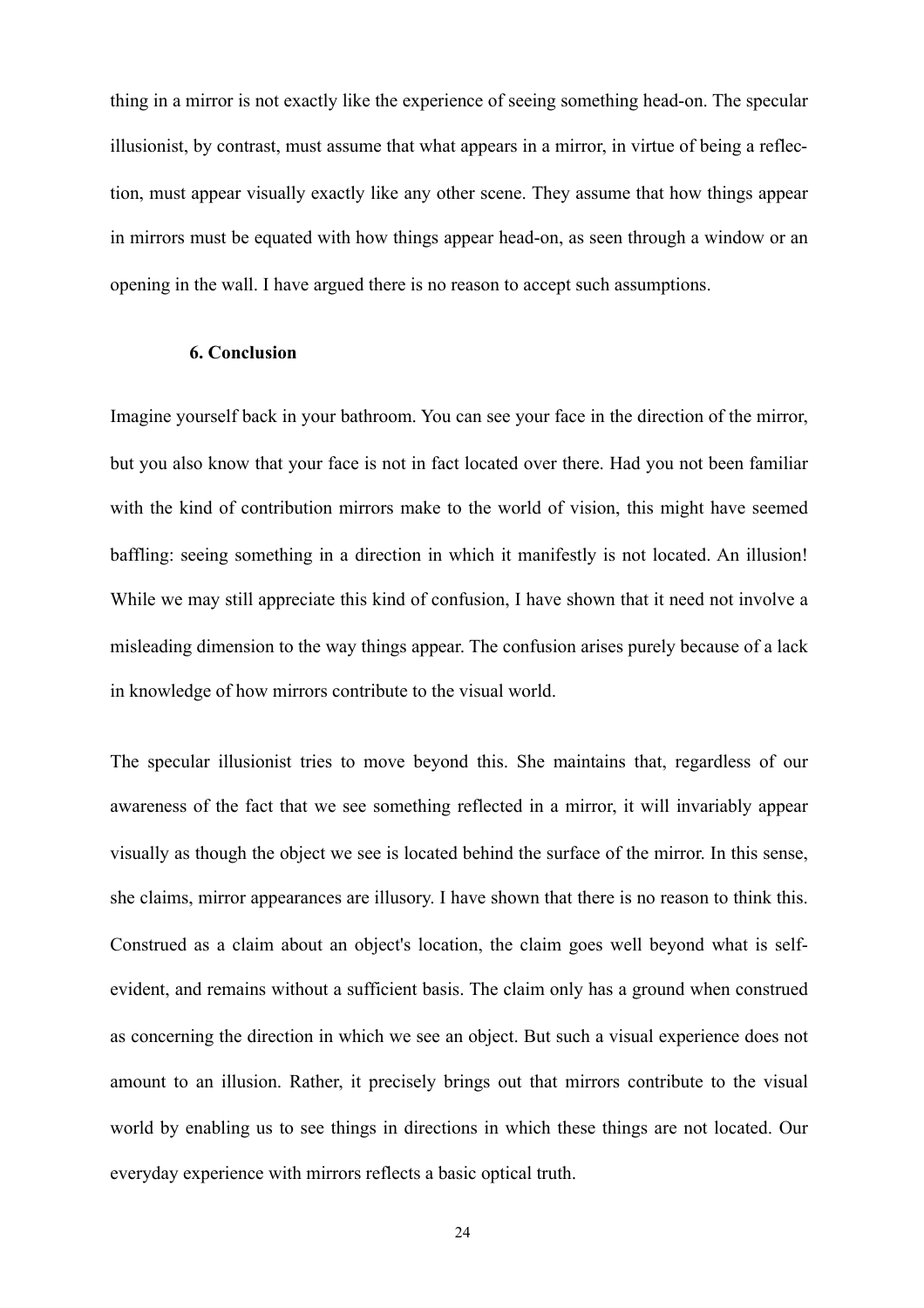thing in a mirror is not exactly like the experience of seeing something head-on. The specular illusionist, by contrast, must assume that what appears in a mirror, in virtue of being a reflection, must appear visually exactly like any other scene. They assume that how things appear in mirrors must be equated with how things appear head-on, as seen through a window or an opening in the wall. I have argued there is no reason to accept such assumptions.

## 6. Conclusion

Imagine yourself back in your bathroom. You can see your face in the direction of the mirror, but you also know that your face is not in fact located over there. Had you not been familiar with the kind of contribution mirrors make to the world of vision, this might have seemed baffling: seeing something in a direction in which it manifestly is not located. An illusion! While we may still appreciate this kind of confusion, I have shown that it need not involve a misleading dimension to the way things appear. The confusion arises purely because of a lack in knowledge of how mirrors contribute to the visual world.

The specular illusionist tries to move beyond this. She maintains that, regardless of our awareness of the fact that we see something reflected in a mirror, it will invariably appear visually as though the object we see is located behind the surface of the mirror. In this sense, she claims, mirror appearances are illusory. I have shown that there is no reason to think this. Construed as a claim about an object's location, the claim goes well beyond what is self-evident, and remains without a sufficient basis. The claim only has a ground when construed as concerning the direction in which we see an object. But such a visual experience does not amount to an illusion. Rather, it precisely brings out that mirrors contribute to the visual world by enabling us to see things in directions in which these things are not located. Our everyday experience with mirrors reflects a basic optical truth.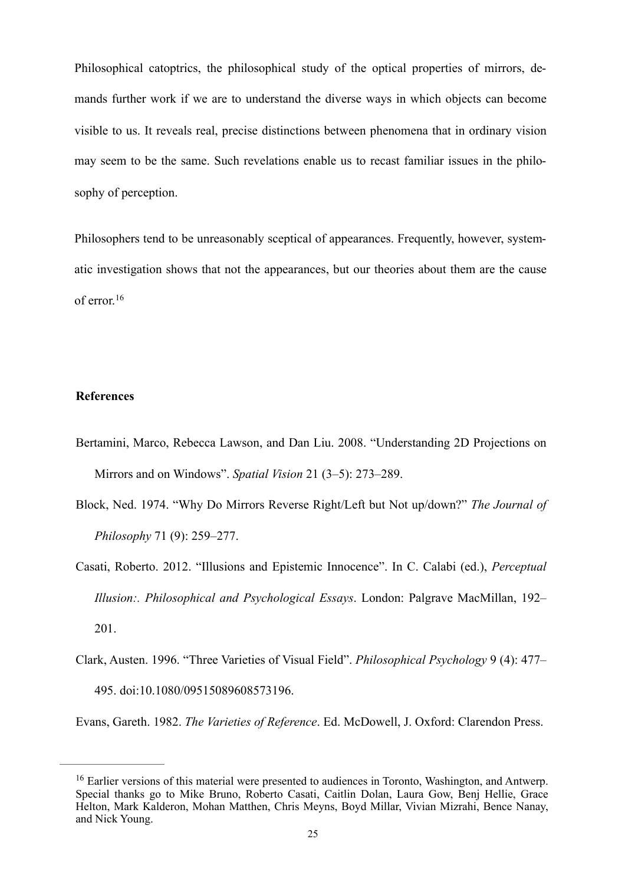Philosophical catoptrics, the philosophical study of the optical properties of mirrors, demands further work if we are to understand the diverse ways in which objects can become visible to us. It reveals real, precise distinctions between phenomena that in ordinary vision may seem to be the same. Such revelations enable us to recast familiar issues in the philosophy of perception.

Philosophers tend to be unreasonably sceptical of appearances. Frequently, however, systematic investigation shows that not the appearances, but our theories about them are the cause of error.[16]

## References

Bertamini, Marco, Rebecca Lawson, and Dan Liu. 2008. "Understanding 2D Projections on Mirrors and on Windows". *Spatial Vision* 21 (3–5): 273–289.

Block, Ned. 1974. "Why Do Mirrors Reverse Right/Left but Not up/down?" *The Journal of Philosophy* 71 (9): 259–277.

Casati, Roberto. 2012. "Illusions and Epistemic Innocence". In C. Calabi (ed.), *Perceptual Illusion:. Philosophical and Psychological Essays*. London: Palgrave MacMillan, 192–201.

Clark, Austen. 1996. "Three Varieties of Visual Field". *Philosophical Psychology* 9 (4): 477–495. doi:10.1080/09515089608573196.

Evans, Gareth. 1982. *The Varieties of Reference*. Ed. McDowell, J. Oxford: Clarendon Press.

---

[16] Earlier versions of this material were presented to audiences in Toronto, Washington, and Antwerp. Special thanks go to Mike Bruno, Roberto Casati, Caitlin Dolan, Laura Gow, Benj Hellie, Grace Helton, Mark Kalderon, Mohan Matthen, Chris Meyns, Boyd Millar, Vivian Mizrahi, Bence Nanay, and Nick Young.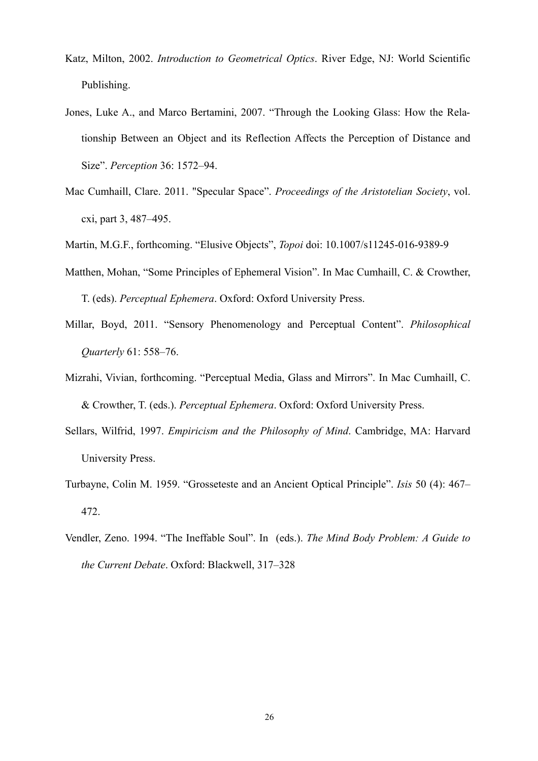Katz, Milton, 2002. *Introduction to Geometrical Optics*. River Edge, NJ: World Scientific Publishing.

Jones, Luke A., and Marco Bertamini, 2007. "Through the Looking Glass: How the Relationship Between an Object and its Reflection Affects the Perception of Distance and Size". *Perception* 36: 1572–94.

Mac Cumhaill, Clare. 2011. "Specular Space". *Proceedings of the Aristotelian Society*, vol. cxi, part 3, 487–495.

Martin, M.G.F., forthcoming. "Elusive Objects", *Topoi* doi: 10.1007/s11245-016-9389-9

Matthen, Mohan, "Some Principles of Ephemeral Vision". In Mac Cumhaill, C. & Crowther, T. (eds). *Perceptual Ephemera*. Oxford: Oxford University Press.

Millar, Boyd, 2011. "Sensory Phenomenology and Perceptual Content". *Philosophical Quarterly* 61: 558–76.

Mizrahi, Vivian, forthcoming. "Perceptual Media, Glass and Mirrors". In Mac Cumhaill, C. & Crowther, T. (eds.). *Perceptual Ephemera*. Oxford: Oxford University Press.

Sellars, Wilfrid, 1997. *Empiricism and the Philosophy of Mind*. Cambridge, MA: Harvard University Press.

Turbayne, Colin M. 1959. "Grosseteste and an Ancient Optical Principle". *Isis* 50 (4): 467–472.

Vendler, Zeno. 1994. "The Ineffable Soul". In (eds.). *The Mind Body Problem: A Guide to the Current Debate*. Oxford: Blackwell, 317–328